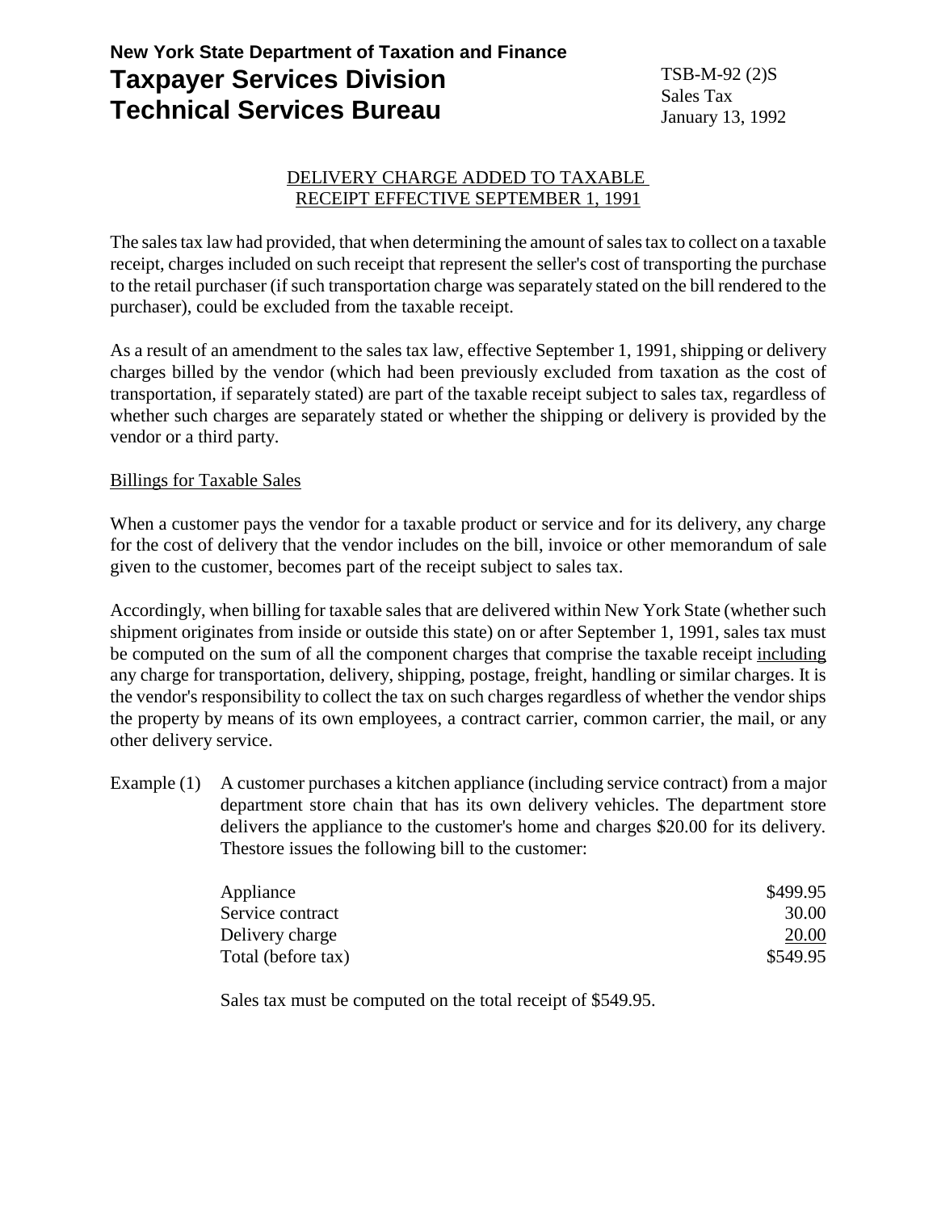**New York State Department of Taxation and Finance**

# Taxpayer Services Division
# Technical Services Bureau

TSB-M-92 (2)S
Sales Tax
January 13, 1992

## DELIVERY CHARGE ADDED TO TAXABLE RECEIPT EFFECTIVE SEPTEMBER 1, 1991

The sales tax law had provided, that when determining the amount of sales tax to collect on a taxable receipt, charges included on such receipt that represent the seller's cost of transporting the purchase to the retail purchaser (if such transportation charge was separately stated on the bill rendered to the purchaser), could be excluded from the taxable receipt.

As a result of an amendment to the sales tax law, effective September 1, 1991, shipping or delivery charges billed by the vendor (which had been previously excluded from taxation as the cost of transportation, if separately stated) are part of the taxable receipt subject to sales tax, regardless of whether such charges are separately stated or whether the shipping or delivery is provided by the vendor or a third party.

### Billings for Taxable Sales

When a customer pays the vendor for a taxable product or service and for its delivery, any charge for the cost of delivery that the vendor includes on the bill, invoice or other memorandum of sale given to the customer, becomes part of the receipt subject to sales tax.

Accordingly, when billing for taxable sales that are delivered within New York State (whether such shipment originates from inside or outside this state) on or after September 1, 1991, sales tax must be computed on the sum of all the component charges that comprise the taxable receipt <u>including</u> any charge for transportation, delivery, shipping, postage, freight, handling or similar charges. It is the vendor's responsibility to collect the tax on such charges regardless of whether the vendor ships the property by means of its own employees, a contract carrier, common carrier, the mail, or any other delivery service.

Example (1) A customer purchases a kitchen appliance (including service contract) from a major department store chain that has its own delivery vehicles. The department store delivers the appliance to the customer's home and charges $20.00 for its delivery. Thestore issues the following bill to the customer:

| | |
|---|---|
| Appliance | $499.95 |
| Service contract | 30.00 |
| Delivery charge | 20.00 |
| Total (before tax) | $549.95 |

Sales tax must be computed on the total receipt of $549.95.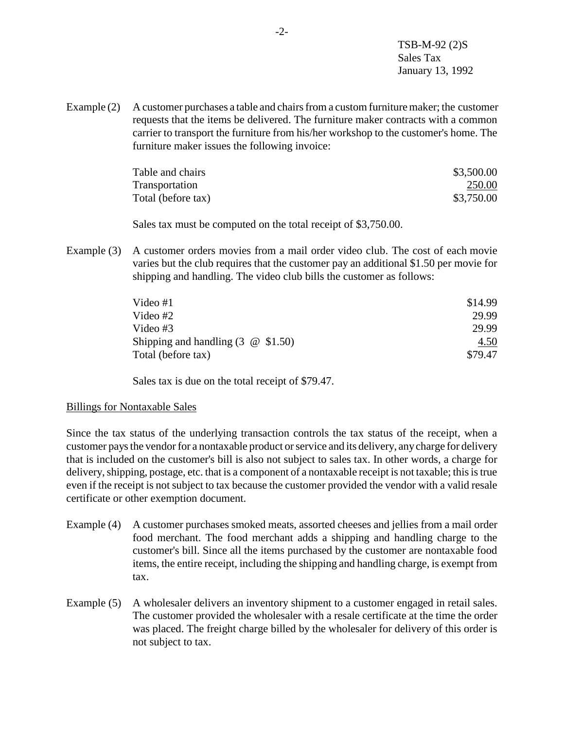Example (2) A customer purchases a table and chairs from a custom furniture maker; the customer requests that the items be delivered. The furniture maker contracts with a common carrier to transport the furniture from his/her workshop to the customer's home. The furniture maker issues the following invoice:

| | |
|---|---|
| Table and chairs | \$3,500.00 |
| Transportation | 250.00 |
| Total (before tax) | \$3,750.00 |

Sales tax must be computed on the total receipt of \$3,750.00.

Example (3) A customer orders movies from a mail order video club. The cost of each movie varies but the club requires that the customer pay an additional \$1.50 per movie for shipping and handling. The video club bills the customer as follows:

| | |
|---|---|
| Video #1 | \$14.99 |
| Video #2 | 29.99 |
| Video #3 | 29.99 |
| Shipping and handling (3 @ \$1.50) | 4.50 |
| Total (before tax) | \$79.47 |

Sales tax is due on the total receipt of \$79.47.

<u>Billings for Nontaxable Sales</u>

Since the tax status of the underlying transaction controls the tax status of the receipt, when a customer pays the vendor for a nontaxable product or service and its delivery, any charge for delivery that is included on the customer's bill is also not subject to sales tax. In other words, a charge for delivery, shipping, postage, etc. that is a component of a nontaxable receipt is not taxable; this is true even if the receipt is not subject to tax because the customer provided the vendor with a valid resale certificate or other exemption document.

Example (4) A customer purchases smoked meats, assorted cheeses and jellies from a mail order food merchant. The food merchant adds a shipping and handling charge to the customer's bill. Since all the items purchased by the customer are nontaxable food items, the entire receipt, including the shipping and handling charge, is exempt from tax.

Example (5) A wholesaler delivers an inventory shipment to a customer engaged in retail sales. The customer provided the wholesaler with a resale certificate at the time the order was placed. The freight charge billed by the wholesaler for delivery of this order is not subject to tax.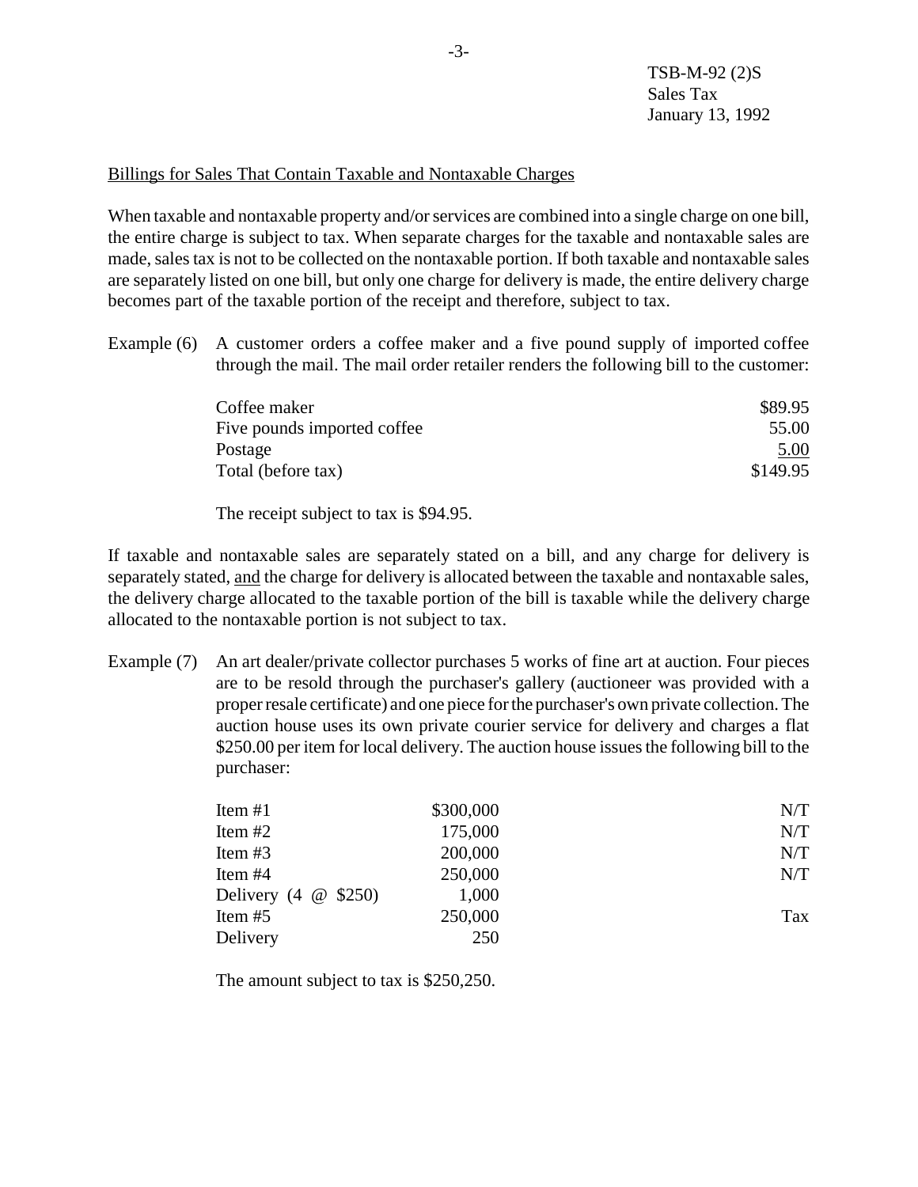## Billings for Sales That Contain Taxable and Nontaxable Charges

When taxable and nontaxable property and/or services are combined into a single charge on one bill, the entire charge is subject to tax. When separate charges for the taxable and nontaxable sales are made, sales tax is not to be collected on the nontaxable portion. If both taxable and nontaxable sales are separately listed on one bill, but only one charge for delivery is made, the entire delivery charge becomes part of the taxable portion of the receipt and therefore, subject to tax.

Example (6) A customer orders a coffee maker and a five pound supply of imported coffee through the mail. The mail order retailer renders the following bill to the customer:

| | |
|---|---|
| Coffee maker | $89.95 |
| Five pounds imported coffee | 55.00 |
| Postage | 5.00 |
| Total (before tax) | $149.95 |

The receipt subject to tax is $94.95.

If taxable and nontaxable sales are separately stated on a bill, and any charge for delivery is separately stated, and the charge for delivery is allocated between the taxable and nontaxable sales, the delivery charge allocated to the taxable portion of the bill is taxable while the delivery charge allocated to the nontaxable portion is not subject to tax.

Example (7) An art dealer/private collector purchases 5 works of fine art at auction. Four pieces are to be resold through the purchaser's gallery (auctioneer was provided with a proper resale certificate) and one piece for the purchaser's own private collection. The auction house uses its own private courier service for delivery and charges a flat $250.00 per item for local delivery. The auction house issues the following bill to the purchaser:

| | | |
|---|---|---|
| Item #1 | $300,000 | N/T |
| Item #2 | 175,000 | N/T |
| Item #3 | 200,000 | N/T |
| Item #4 | 250,000 | N/T |
| Delivery (4 @ $250) | 1,000 | |
| Item #5 | 250,000 | Tax |
| Delivery | 250 | |

The amount subject to tax is $250,250.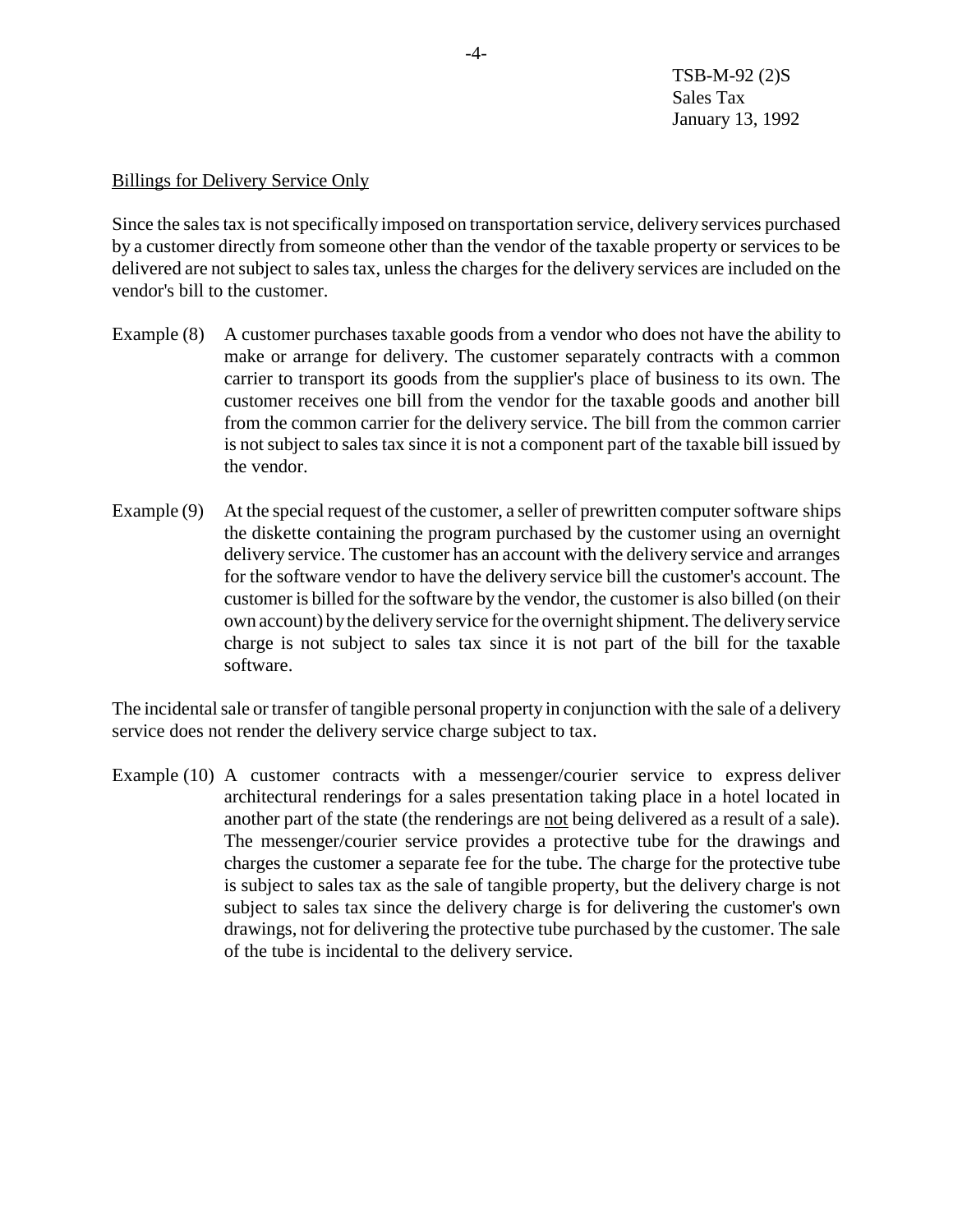## Billings for Delivery Service Only

Since the sales tax is not specifically imposed on transportation service, delivery services purchased by a customer directly from someone other than the vendor of the taxable property or services to be delivered are not subject to sales tax, unless the charges for the delivery services are included on the vendor's bill to the customer.

Example (8) A customer purchases taxable goods from a vendor who does not have the ability to make or arrange for delivery. The customer separately contracts with a common carrier to transport its goods from the supplier's place of business to its own. The customer receives one bill from the vendor for the taxable goods and another bill from the common carrier for the delivery service. The bill from the common carrier is not subject to sales tax since it is not a component part of the taxable bill issued by the vendor.

Example (9) At the special request of the customer, a seller of prewritten computer software ships the diskette containing the program purchased by the customer using an overnight delivery service. The customer has an account with the delivery service and arranges for the software vendor to have the delivery service bill the customer's account. The customer is billed for the software by the vendor, the customer is also billed (on their own account) by the delivery service for the overnight shipment. The delivery service charge is not subject to sales tax since it is not part of the bill for the taxable software.

The incidental sale or transfer of tangible personal property in conjunction with the sale of a delivery service does not render the delivery service charge subject to tax.

Example (10) A customer contracts with a messenger/courier service to express deliver architectural renderings for a sales presentation taking place in a hotel located in another part of the state (the renderings are not being delivered as a result of a sale). The messenger/courier service provides a protective tube for the drawings and charges the customer a separate fee for the tube. The charge for the protective tube is subject to sales tax as the sale of tangible property, but the delivery charge is not subject to sales tax since the delivery charge is for delivering the customer's own drawings, not for delivering the protective tube purchased by the customer. The sale of the tube is incidental to the delivery service.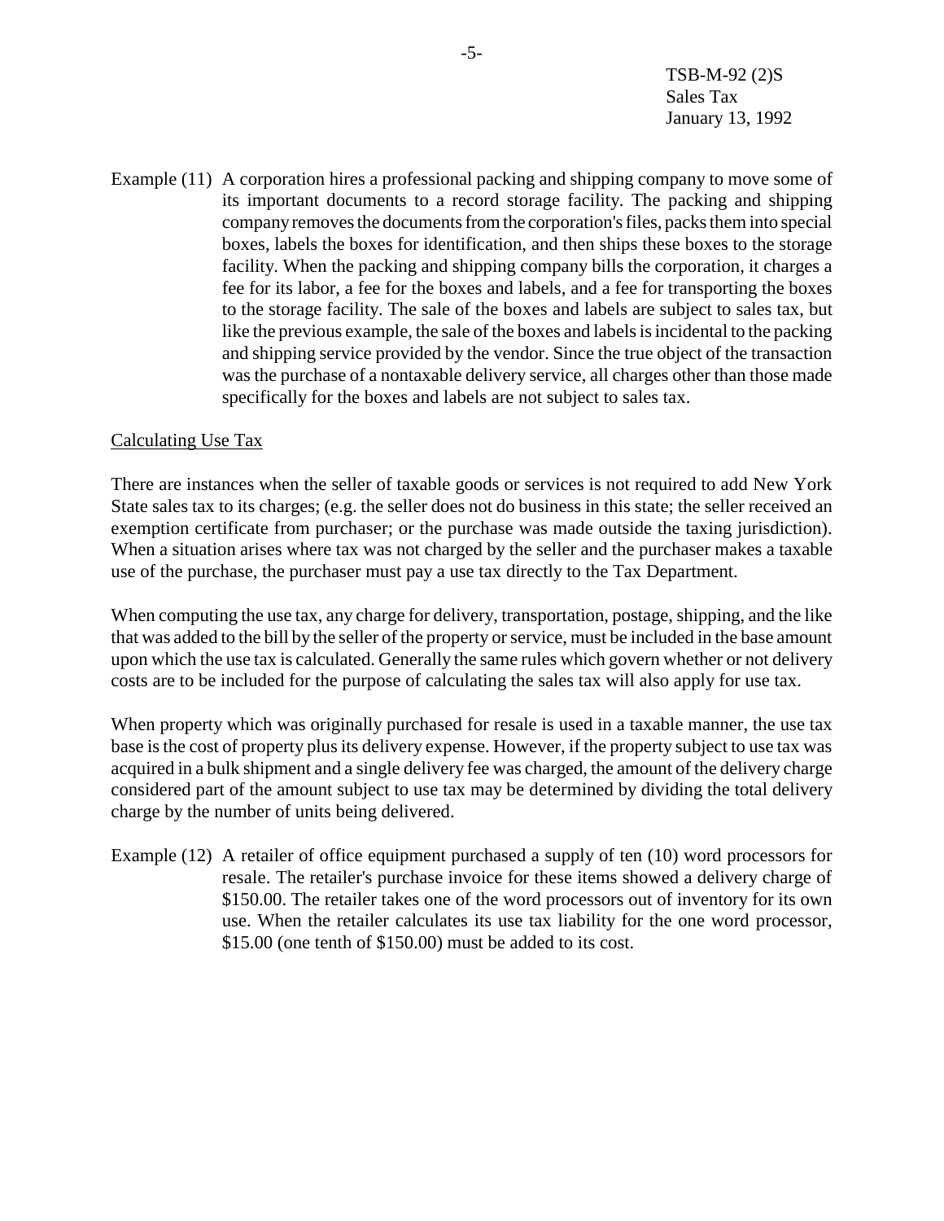Example (11) A corporation hires a professional packing and shipping company to move some of its important documents to a record storage facility. The packing and shipping company removes the documents from the corporation's files, packs them into special boxes, labels the boxes for identification, and then ships these boxes to the storage facility. When the packing and shipping company bills the corporation, it charges a fee for its labor, a fee for the boxes and labels, and a fee for transporting the boxes to the storage facility. The sale of the boxes and labels are subject to sales tax, but like the previous example, the sale of the boxes and labels is incidental to the packing and shipping service provided by the vendor. Since the true object of the transaction was the purchase of a nontaxable delivery service, all charges other than those made specifically for the boxes and labels are not subject to sales tax.

Calculating Use Tax

There are instances when the seller of taxable goods or services is not required to add New York State sales tax to its charges; (e.g. the seller does not do business in this state; the seller received an exemption certificate from purchaser; or the purchase was made outside the taxing jurisdiction). When a situation arises where tax was not charged by the seller and the purchaser makes a taxable use of the purchase, the purchaser must pay a use tax directly to the Tax Department.

When computing the use tax, any charge for delivery, transportation, postage, shipping, and the like that was added to the bill by the seller of the property or service, must be included in the base amount upon which the use tax is calculated. Generally the same rules which govern whether or not delivery costs are to be included for the purpose of calculating the sales tax will also apply for use tax.

When property which was originally purchased for resale is used in a taxable manner, the use tax base is the cost of property plus its delivery expense. However, if the property subject to use tax was acquired in a bulk shipment and a single delivery fee was charged, the amount of the delivery charge considered part of the amount subject to use tax may be determined by dividing the total delivery charge by the number of units being delivered.

Example (12) A retailer of office equipment purchased a supply of ten (10) word processors for resale. The retailer's purchase invoice for these items showed a delivery charge of $150.00. The retailer takes one of the word processors out of inventory for its own use. When the retailer calculates its use tax liability for the one word processor, $15.00 (one tenth of $150.00) must be added to its cost.